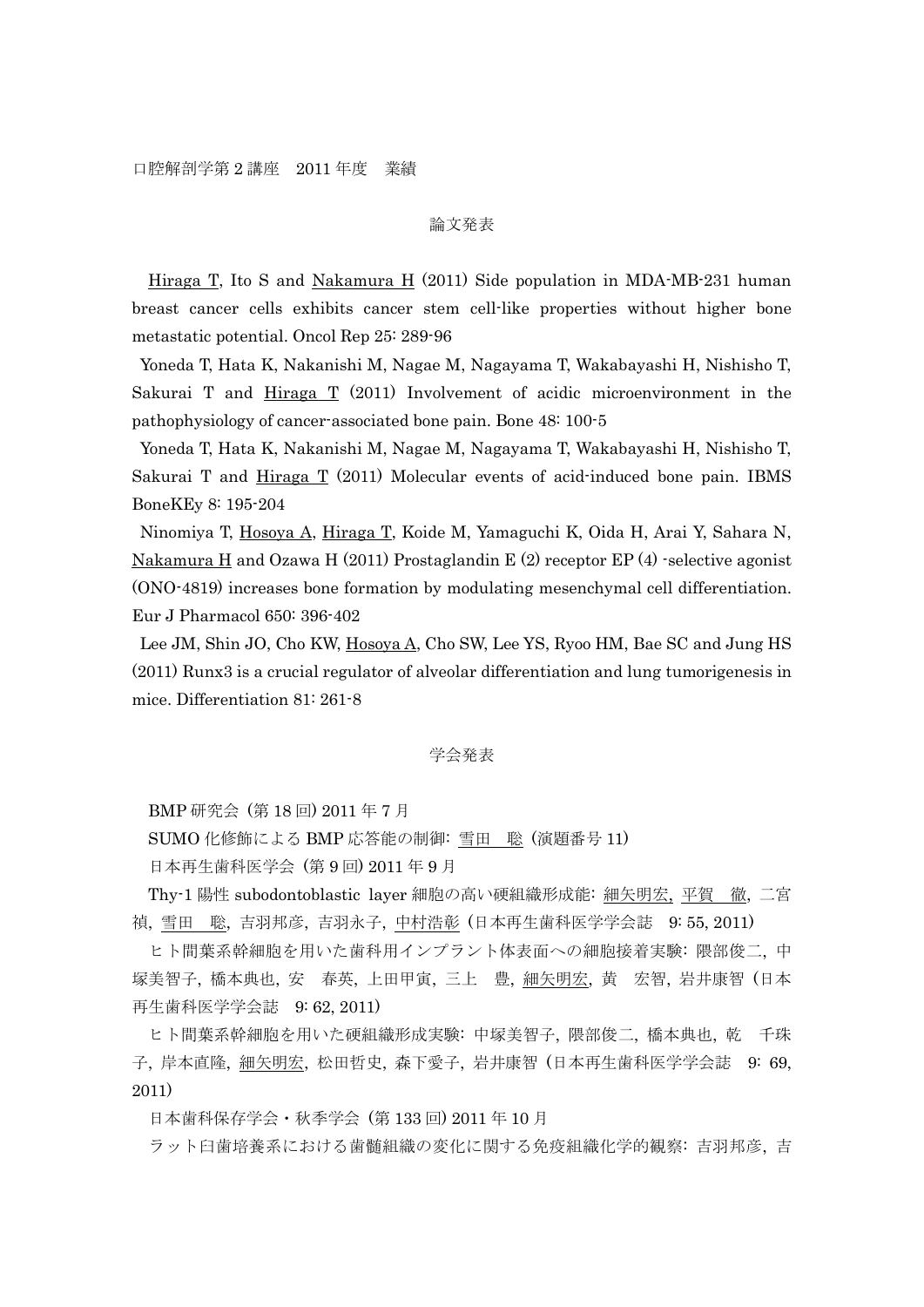口腔解剖学第 2 講座　2011 年度　業績

## 論文発表

Hiraga T, Ito S and Nakamura H (2011) Side population in MDA-MB-231 human breast cancer cells exhibits cancer stem cell-like properties without higher bone metastatic potential. Oncol Rep 25: 289-96

Yoneda T, Hata K, Nakanishi M, Nagae M, Nagayama T, Wakabayashi H, Nishisho T, Sakurai T and Hiraga T (2011) Involvement of acidic microenvironment in the pathophysiology of cancer-associated bone pain. Bone 48: 100-5

Yoneda T, Hata K, Nakanishi M, Nagae M, Nagayama T, Wakabayashi H, Nishisho T, Sakurai T and Hiraga T (2011) Molecular events of acid-induced bone pain. IBMS BoneKEy 8: 195-204

Ninomiya T, Hosoya A, Hiraga T, Koide M, Yamaguchi K, Oida H, Arai Y, Sahara N, Nakamura H and Ozawa H (2011) Prostaglandin E (2) receptor EP (4) -selective agonist (ONO-4819) increases bone formation by modulating mesenchymal cell differentiation. Eur J Pharmacol 650: 396-402

Lee JM, Shin JO, Cho KW, Hosoya A, Cho SW, Lee YS, Ryoo HM, Bae SC and Jung HS (2011) Runx3 is a crucial regulator of alveolar differentiation and lung tumorigenesis in mice. Differentiation 81: 261-8

## 学会発表

BMP 研究会（第 18 回）2011 年 7 月

SUMO 化修飾による BMP 応答能の制御: 雪田　聡（演題番号 11）

日本再生歯科医学会（第 9 回）2011 年 9 月

Thy-1 陽性 subodontoblastic layer 細胞の高い硬組織形成能: 細矢明宏, 平賀　徹, 二宮禎, 雪田　聡, 吉羽邦彦, 吉羽永子, 中村浩彰（日本再生歯科医学学会誌　9: 55, 2011）

ヒト間葉系幹細胞を用いた歯科用インプラント体表面への細胞接着実験: 隈部俊二, 中塚美智子, 橋本典也, 安　春英, 上田甲寅, 三上　豊, 細矢明宏, 黄　宏智, 岩井康智（日本再生歯科医学学会誌　9: 62, 2011）

ヒト間葉系幹細胞を用いた硬組織形成実験: 中塚美智子, 隈部俊二, 橋本典也, 乾　千珠子, 岸本直隆, 細矢明宏, 松田哲史, 森下愛子, 岩井康智（日本再生歯科医学学会誌　9: 69, 2011）

日本歯科保存学会・秋季学会（第 133 回）2011 年 10 月

ラット臼歯培養系における歯髄組織の変化に関する免疫組織化学的観察: 吉羽邦彦, 吉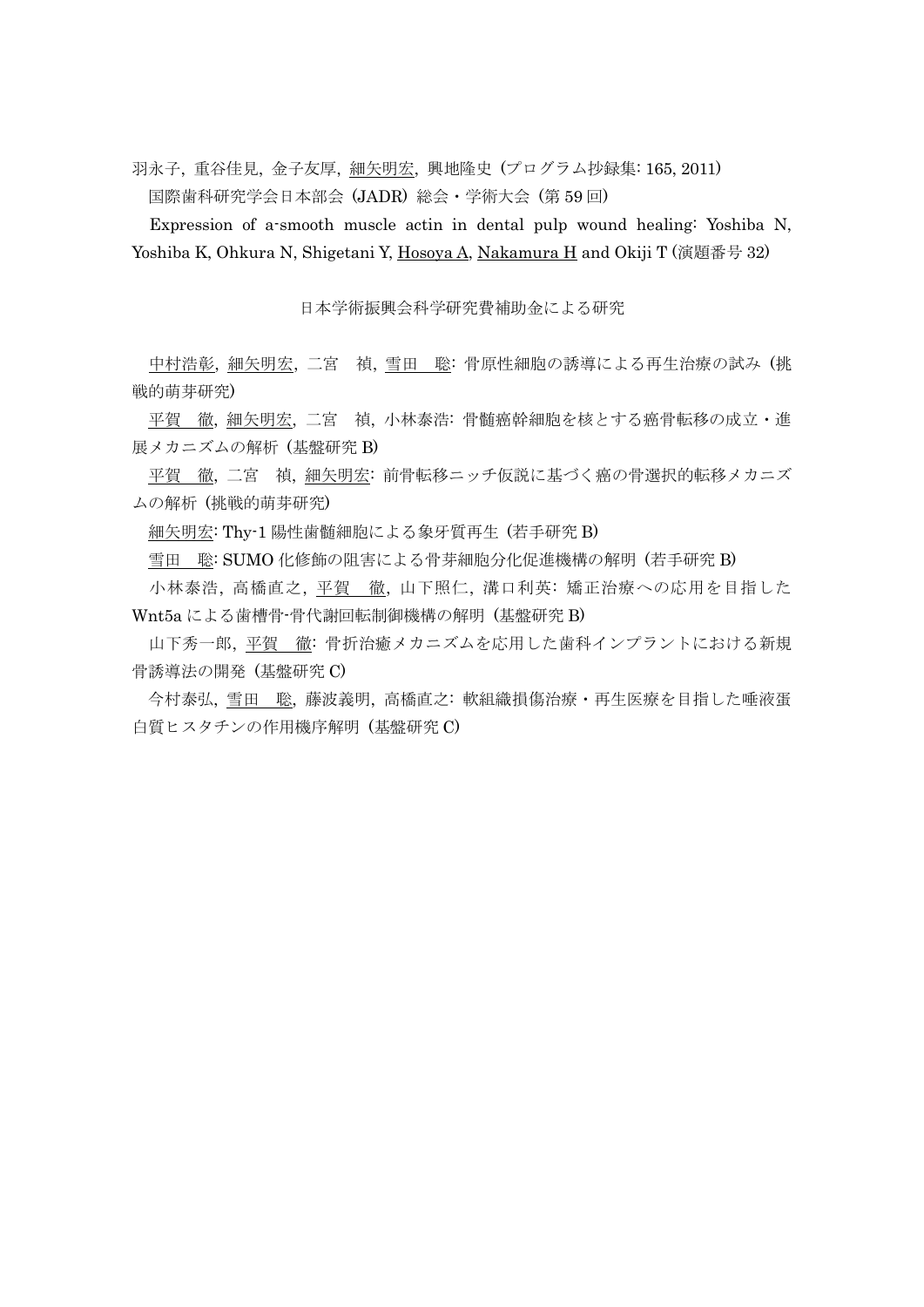羽永子, 重谷佳見, 金子友厚, 細矢明宏, 興地隆史（プログラム抄録集: 165, 2011）

国際歯科研究学会日本部会（JADR）総会・学術大会（第 59 回）

Expression of a-smooth muscle actin in dental pulp wound healing: Yoshiba N, Yoshiba K, Ohkura N, Shigetani Y, Hosoya A, Nakamura H and Okiji T (演題番号 32)

日本学術振興会科学研究費補助金による研究

中村浩彰, 細矢明宏, 二宮　禎, 雪田　聡: 骨原性細胞の誘導による再生治療の試み（挑戦的萌芽研究）

平賀　徹, 細矢明宏, 二宮　禎, 小林泰浩: 骨髄癌幹細胞を核とする癌骨転移の成立・進展メカニズムの解析（基盤研究 B）

平賀　徹, 二宮　禎, 細矢明宏: 前骨転移ニッチ仮説に基づく癌の骨選択的転移メカニズムの解析（挑戦的萌芽研究）

細矢明宏: Thy-1 陽性歯髄細胞による象牙質再生（若手研究 B）

雪田　聡: SUMO 化修飾の阻害による骨芽細胞分化促進機構の解明（若手研究 B）

小林泰浩, 高橋直之, 平賀　徹, 山下照仁, 溝口利英: 矯正治療への応用を目指した Wnt5a による歯槽骨-骨代謝回転制御機構の解明（基盤研究 B）

山下秀一郎, 平賀　徹: 骨折治癒メカニズムを応用した歯科インプラントにおける新規骨誘導法の開発（基盤研究 C）

今村泰弘, 雪田　聡, 藤波義明, 高橋直之: 軟組織損傷治療・再生医療を目指した唾液蛋白質ヒスタチンの作用機序解明（基盤研究 C）